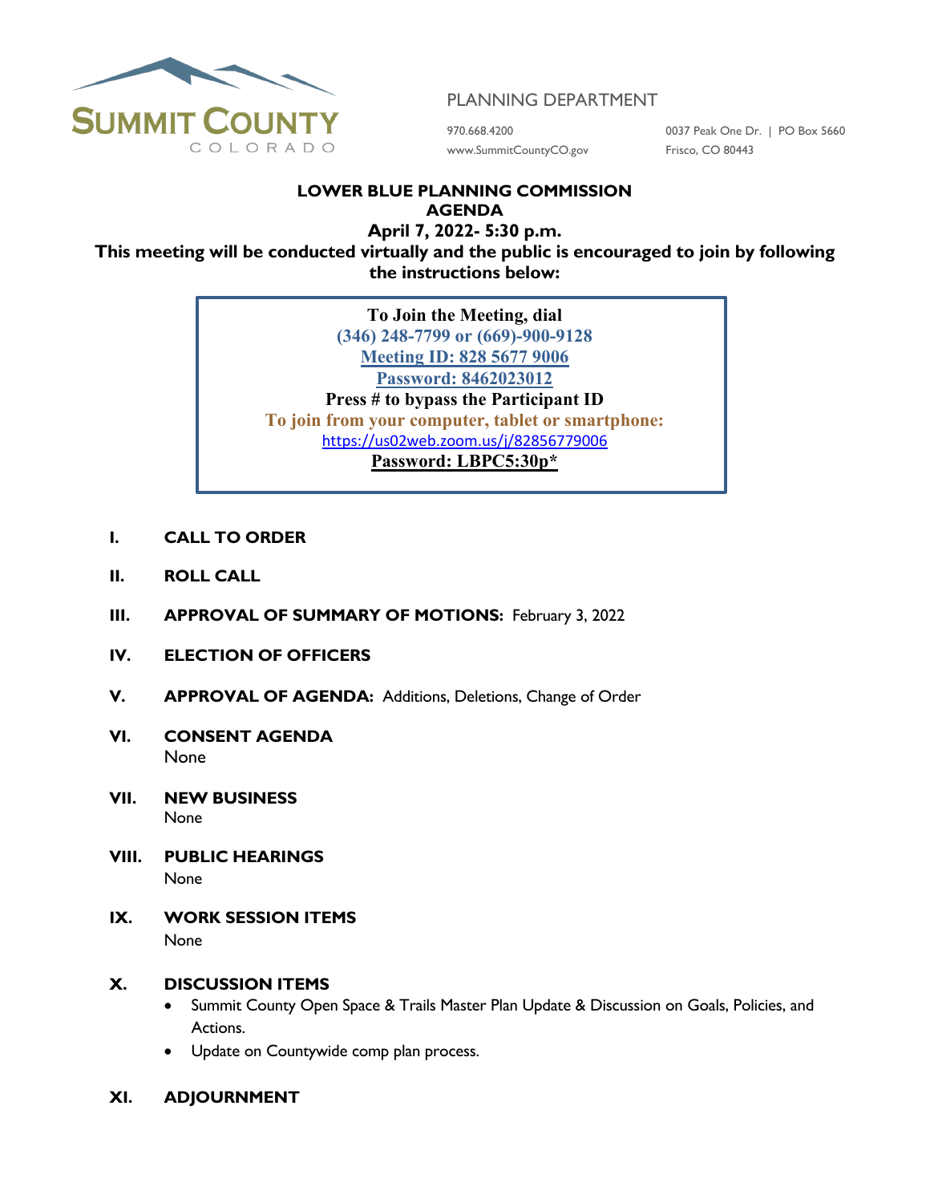**SUMMIT COUNTY**
COLORADO

PLANNING DEPARTMENT

970.668.4200
www.SummitCountyCO.gov

0037 Peak One Dr. | PO Box 5660
Frisco, CO 80443

# LOWER BLUE PLANNING COMMISSION AGENDA

## April 7, 2022- 5:30 p.m.

**This meeting will be conducted virtually and the public is encouraged to join by following the instructions below:**

**To Join the Meeting, dial**
**(346) 248-7799 or (669)-900-9128**
**Meeting ID: 828 5677 9006**
**Password: 8462023012**
**Press # to bypass the Participant ID**
**To join from your computer, tablet or smartphone:**
https://us02web.zoom.us/j/82856779006
**Password: LBPC5:30p***

**I. CALL TO ORDER**

**II. ROLL CALL**

**III. APPROVAL OF SUMMARY OF MOTIONS:** February 3, 2022

**IV. ELECTION OF OFFICERS**

**V. APPROVAL OF AGENDA:** Additions, Deletions, Change of Order

**VI. CONSENT AGENDA**
None

**VII. NEW BUSINESS**
None

**VIII. PUBLIC HEARINGS**
None

**IX. WORK SESSION ITEMS**
None

**X. DISCUSSION ITEMS**

- Summit County Open Space & Trails Master Plan Update & Discussion on Goals, Policies, and Actions.
- Update on Countywide comp plan process.

**XI. ADJOURNMENT**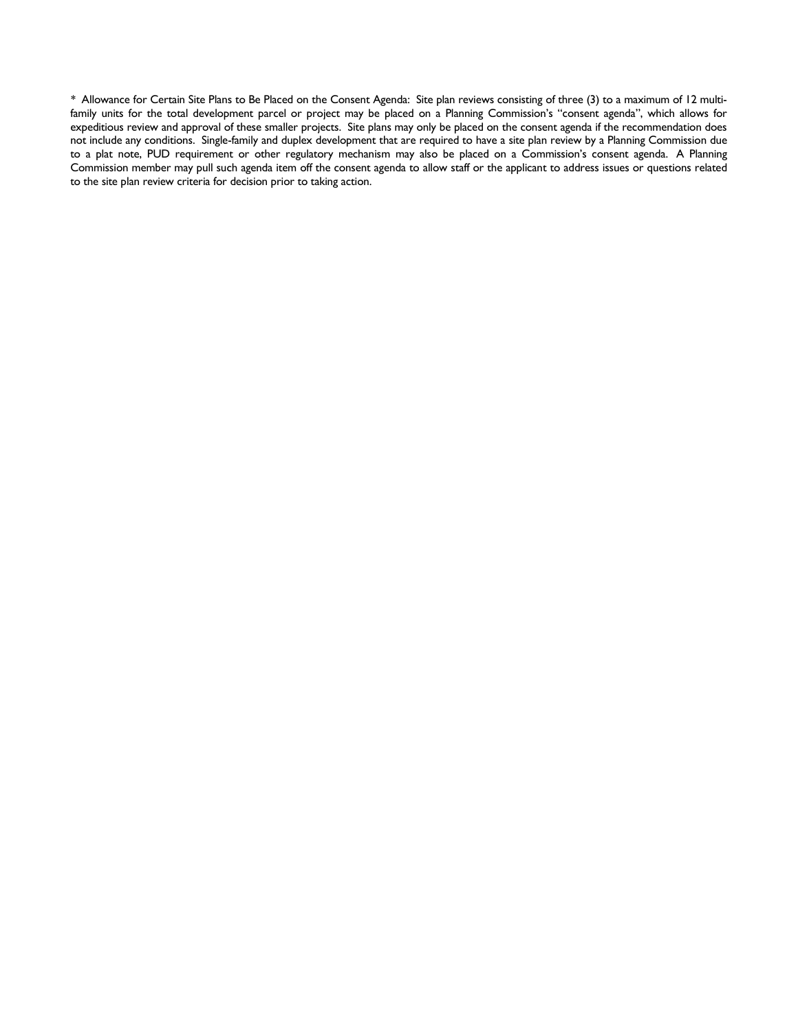* Allowance for Certain Site Plans to Be Placed on the Consent Agenda: Site plan reviews consisting of three (3) to a maximum of 12 multi-family units for the total development parcel or project may be placed on a Planning Commission's "consent agenda", which allows for expeditious review and approval of these smaller projects. Site plans may only be placed on the consent agenda if the recommendation does not include any conditions. Single-family and duplex development that are required to have a site plan review by a Planning Commission due to a plat note, PUD requirement or other regulatory mechanism may also be placed on a Commission's consent agenda. A Planning Commission member may pull such agenda item off the consent agenda to allow staff or the applicant to address issues or questions related to the site plan review criteria for decision prior to taking action.